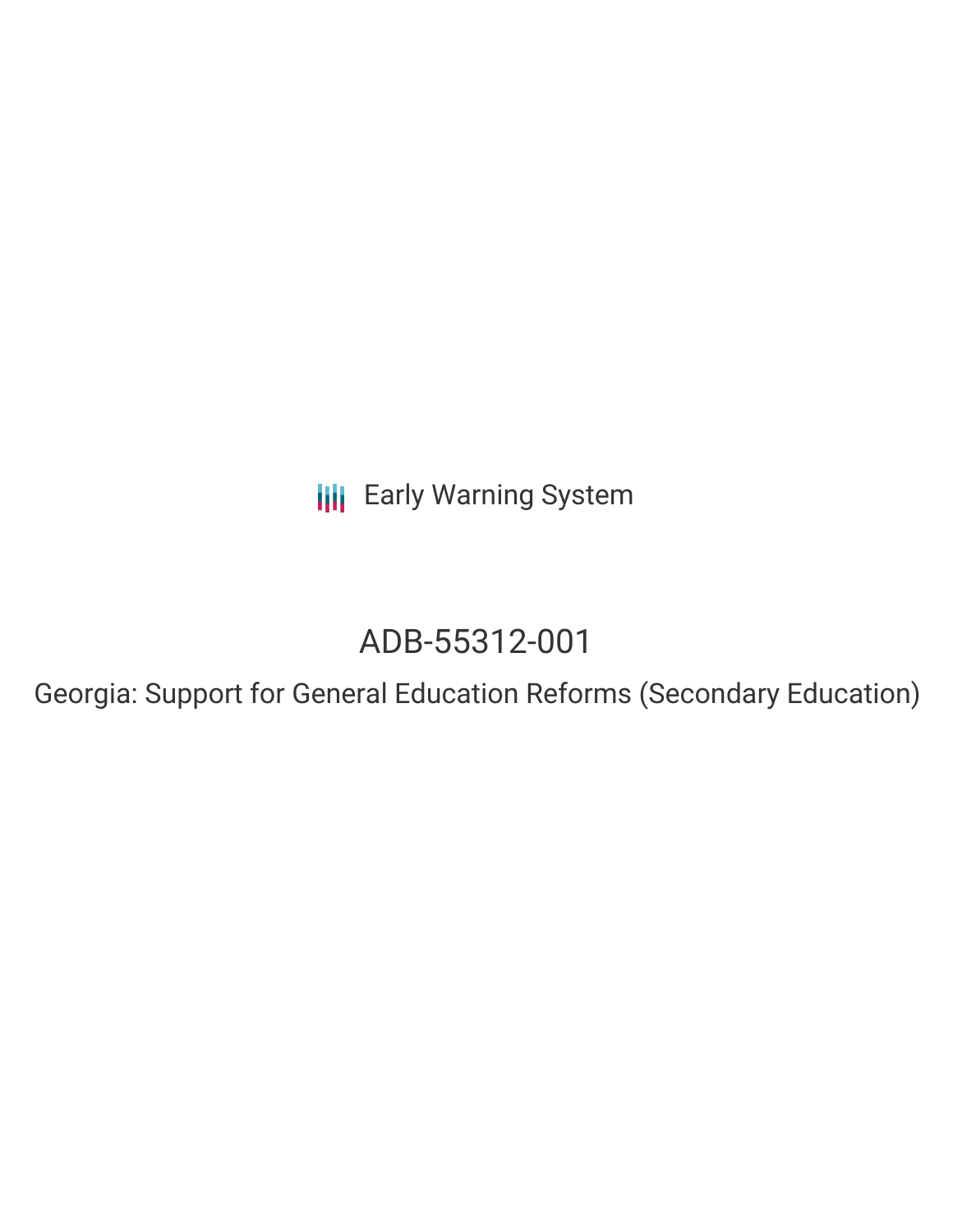Early Warning System

# ADB-55312-001

Georgia: Support for General Education Reforms (Secondary Education)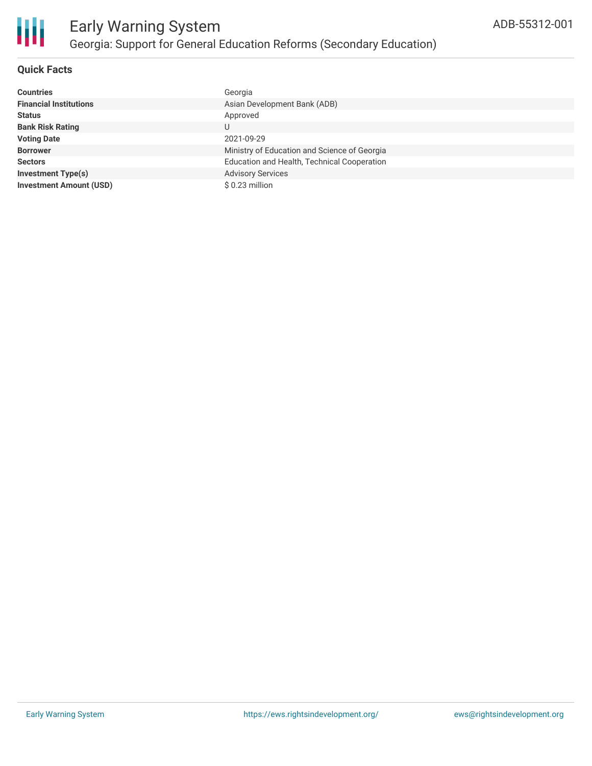# Early Warning System

## Georgia: Support for General Education Reforms (Secondary Education)

ADB-55312-001

### Quick Facts

| | |
|---|---|
| **Countries** | Georgia |
| **Financial Institutions** | Asian Development Bank (ADB) |
| **Status** | Approved |
| **Bank Risk Rating** | U |
| **Voting Date** | 2021-09-29 |
| **Borrower** | Ministry of Education and Science of Georgia |
| **Sectors** | Education and Health, Technical Cooperation |
| **Investment Type(s)** | Advisory Services |
| **Investment Amount (USD)** | $ 0.23 million |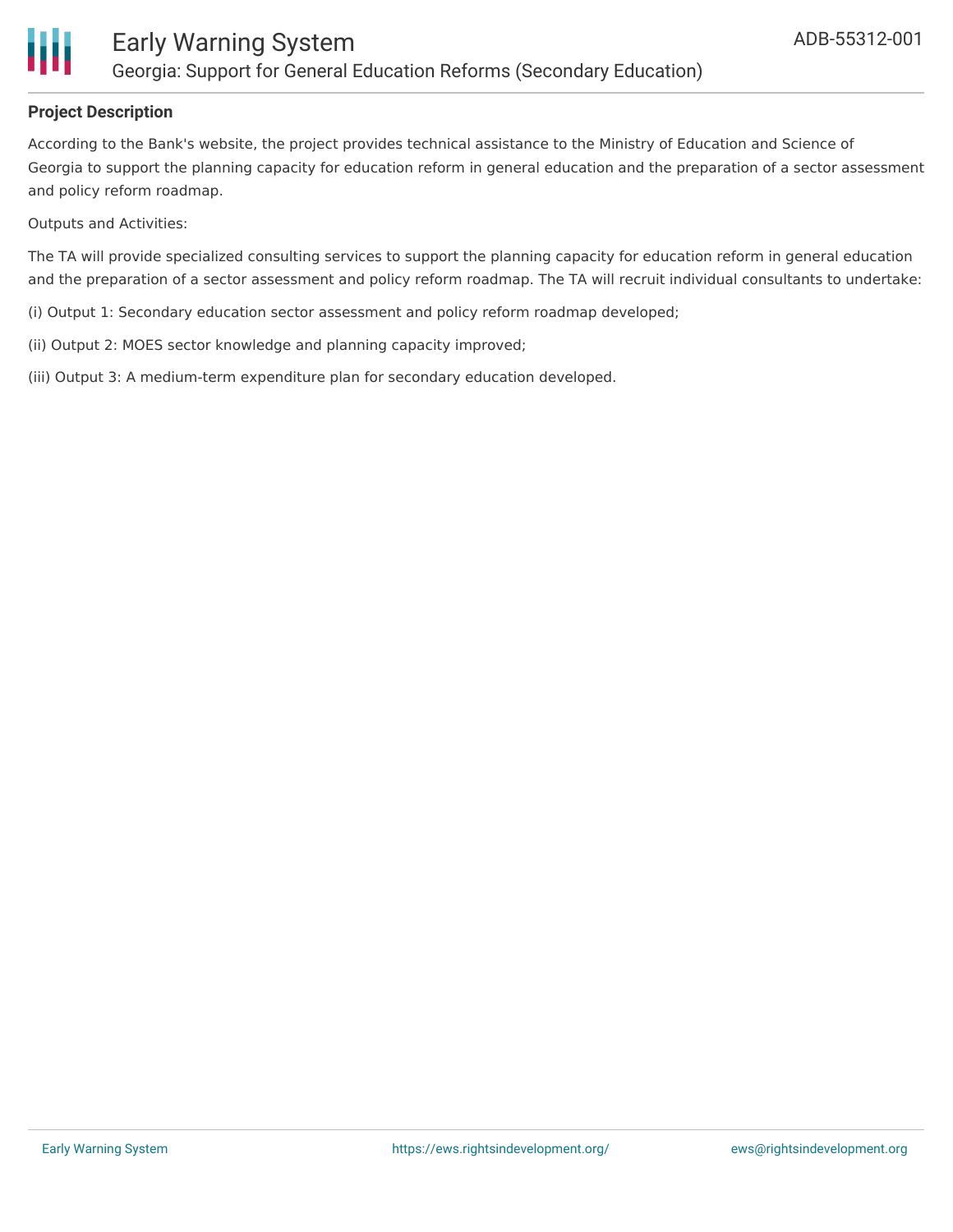**Project Description**

According to the Bank's website, the project provides technical assistance to the Ministry of Education and Science of Georgia to support the planning capacity for education reform in general education and the preparation of a sector assessment and policy reform roadmap.

Outputs and Activities:

The TA will provide specialized consulting services to support the planning capacity for education reform in general education and the preparation of a sector assessment and policy reform roadmap. The TA will recruit individual consultants to undertake:

(i) Output 1: Secondary education sector assessment and policy reform roadmap developed;

(ii) Output 2: MOES sector knowledge and planning capacity improved;

(iii) Output 3: A medium-term expenditure plan for secondary education developed.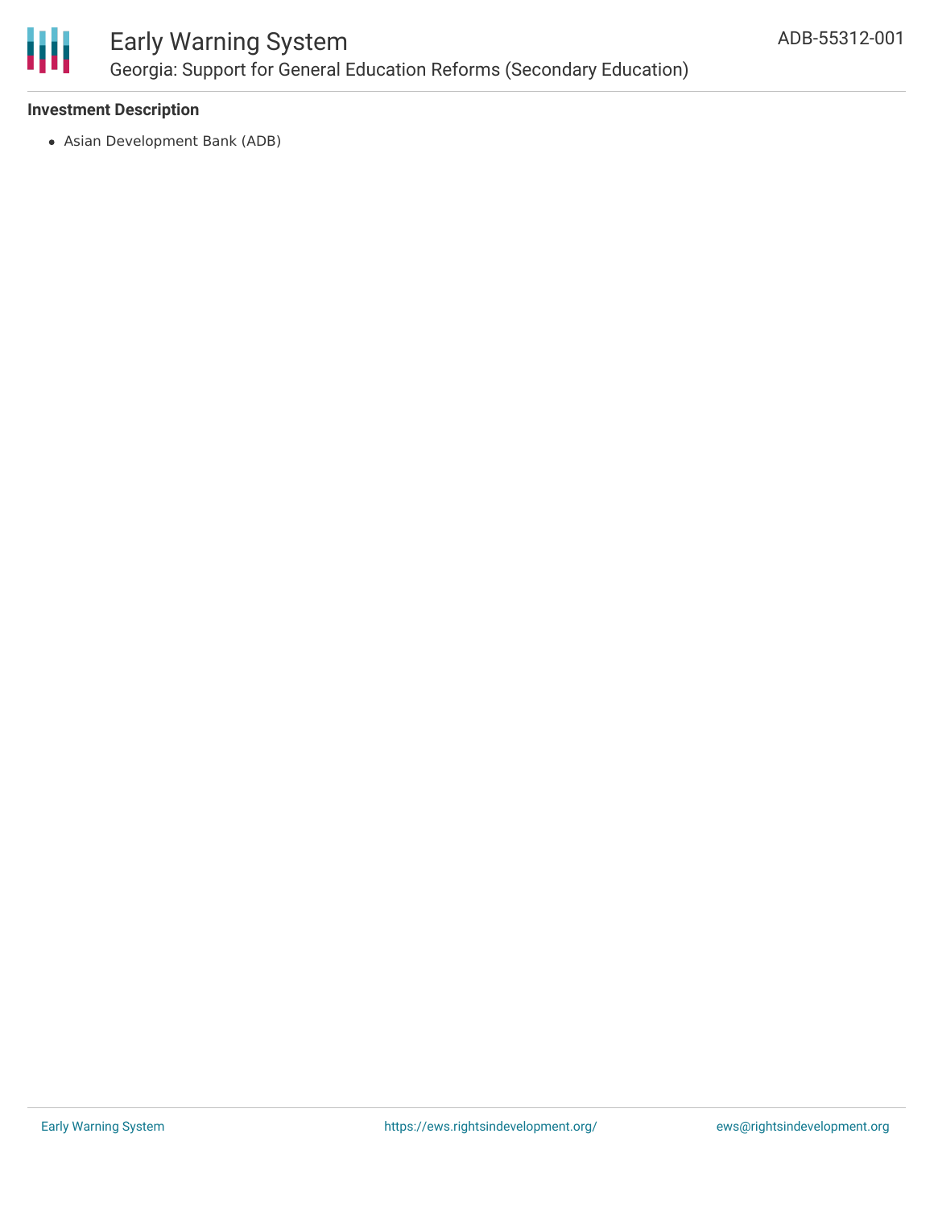### Investment Description

- Asian Development Bank (ADB)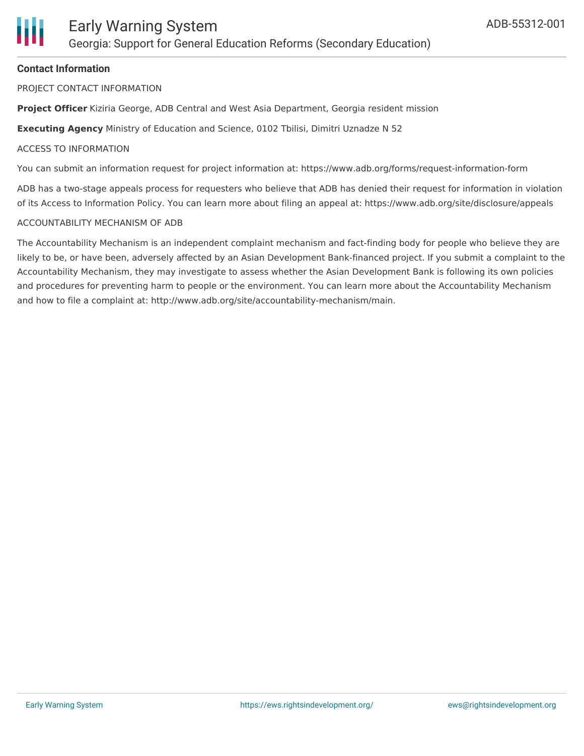## Contact Information

PROJECT CONTACT INFORMATION

**Project Officer** Kiziria George, ADB Central and West Asia Department, Georgia resident mission

**Executing Agency** Ministry of Education and Science, 0102 Tbilisi, Dimitri Uznadze N 52

ACCESS TO INFORMATION

You can submit an information request for project information at: https://www.adb.org/forms/request-information-form

ADB has a two-stage appeals process for requesters who believe that ADB has denied their request for information in violation of its Access to Information Policy. You can learn more about filing an appeal at: https://www.adb.org/site/disclosure/appeals

ACCOUNTABILITY MECHANISM OF ADB

The Accountability Mechanism is an independent complaint mechanism and fact-finding body for people who believe they are likely to be, or have been, adversely affected by an Asian Development Bank-financed project. If you submit a complaint to the Accountability Mechanism, they may investigate to assess whether the Asian Development Bank is following its own policies and procedures for preventing harm to people or the environment. You can learn more about the Accountability Mechanism and how to file a complaint at: http://www.adb.org/site/accountability-mechanism/main.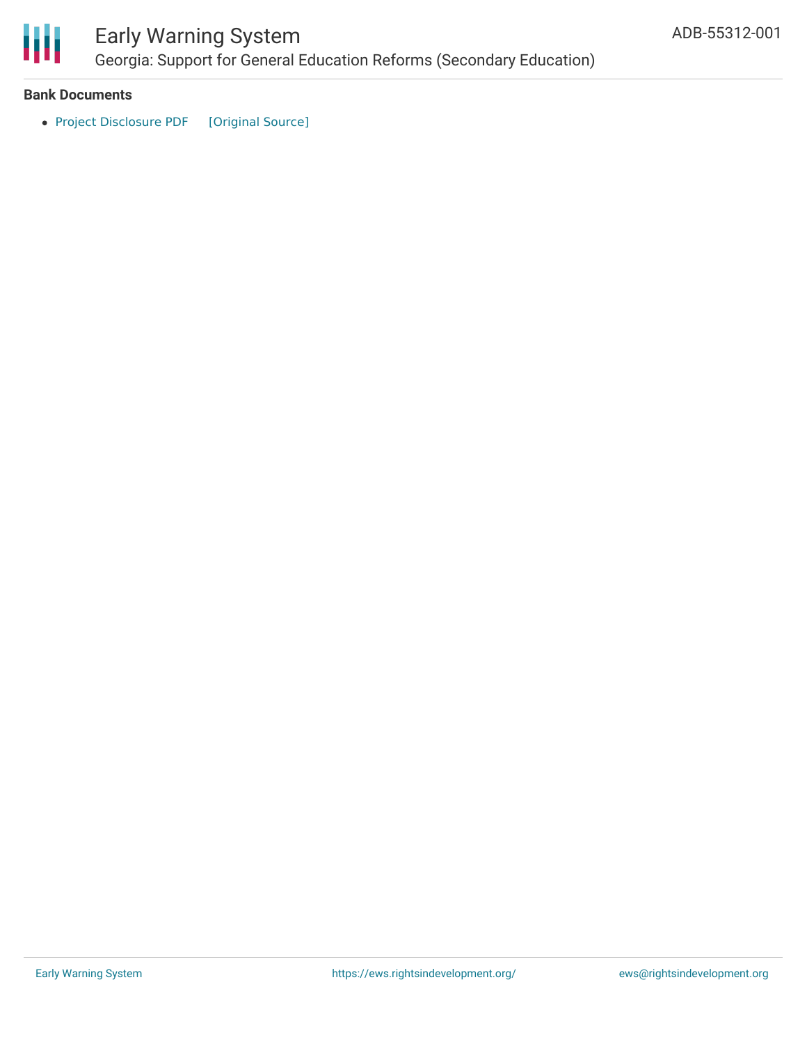**Bank Documents**

- Project Disclosure PDF [Original Source]